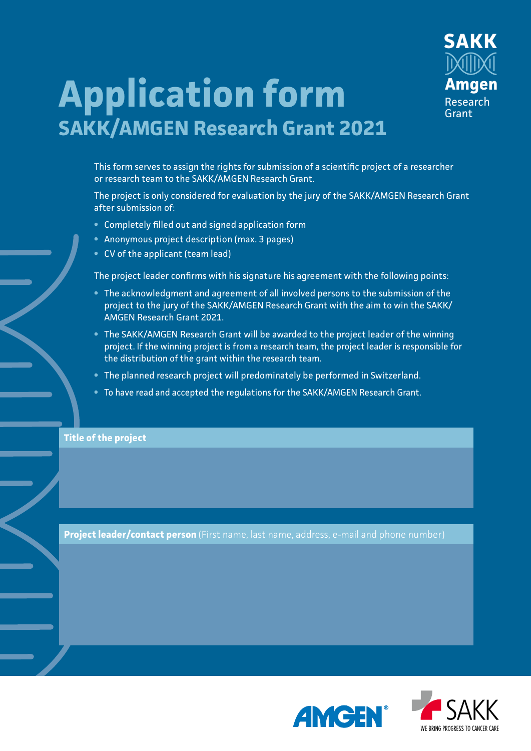# Application form

## SAKK/AMGEN Research Grant 2021

This form serves to assign the rights for submission of a scientific project of a researcher or research team to the SAKK/AMGEN Research Grant.

The project is only considered for evaluation by the jury of the SAKK/AMGEN Research Grant after submission of:

- Completely filled out and signed application form
- Anonymous project description (max. 3 pages)
- CV of the applicant (team lead)

The project leader confirms with his signature his agreement with the following points:

- The acknowledgment and agreement of all involved persons to the submission of the project to the jury of the SAKK/AMGEN Research Grant with the aim to win the SAKK/AMGEN Research Grant 2021.
- The SAKK/AMGEN Research Grant will be awarded to the project leader of the winning project. If the winning project is from a research team, the project leader is responsible for the distribution of the grant within the research team.
- The planned research project will predominately be performed in Switzerland.
- To have read and accepted the regulations for the SAKK/AMGEN Research Grant.

**Title of the project**

**Project leader/contact person** (First name, last name, address, e-mail and phone number)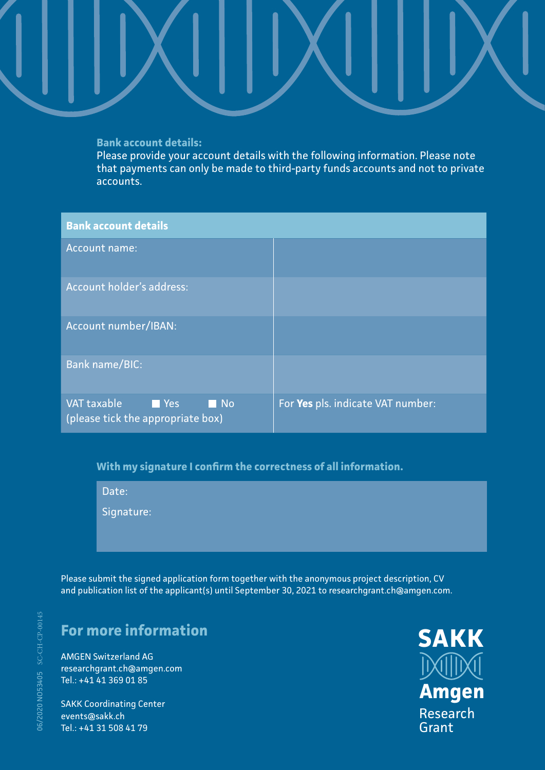**Bank account details:**
Please provide your account details with the following information. Please note that payments can only be made to third-party funds accounts and not to private accounts.

| Bank account details | |
|---|---|
| Account name: | |
| Account holder's address: | |
| Account number/IBAN: | |
| Bank name/BIC: | |
| VAT taxable ☐ Yes ☐ No (please tick the appropriate box) | For **Yes** pls. indicate VAT number: |

**With my signature I confirm the correctness of all information.**

Date:

Signature:

Please submit the signed application form together with the anonymous project description, CV and publication list of the applicant(s) until September 30, 2021 to researchgrant.ch@amgen.com.

## For more information

AMGEN Switzerland AG
researchgrant.ch@amgen.com
Tel.: +41 41 369 01 85

SAKK Coordinating Center
events@sakk.ch
Tel.: +41 31 508 41 79

SAKK Amgen Research Grant

06/2020 NO53405 SC-CH-CP-00145